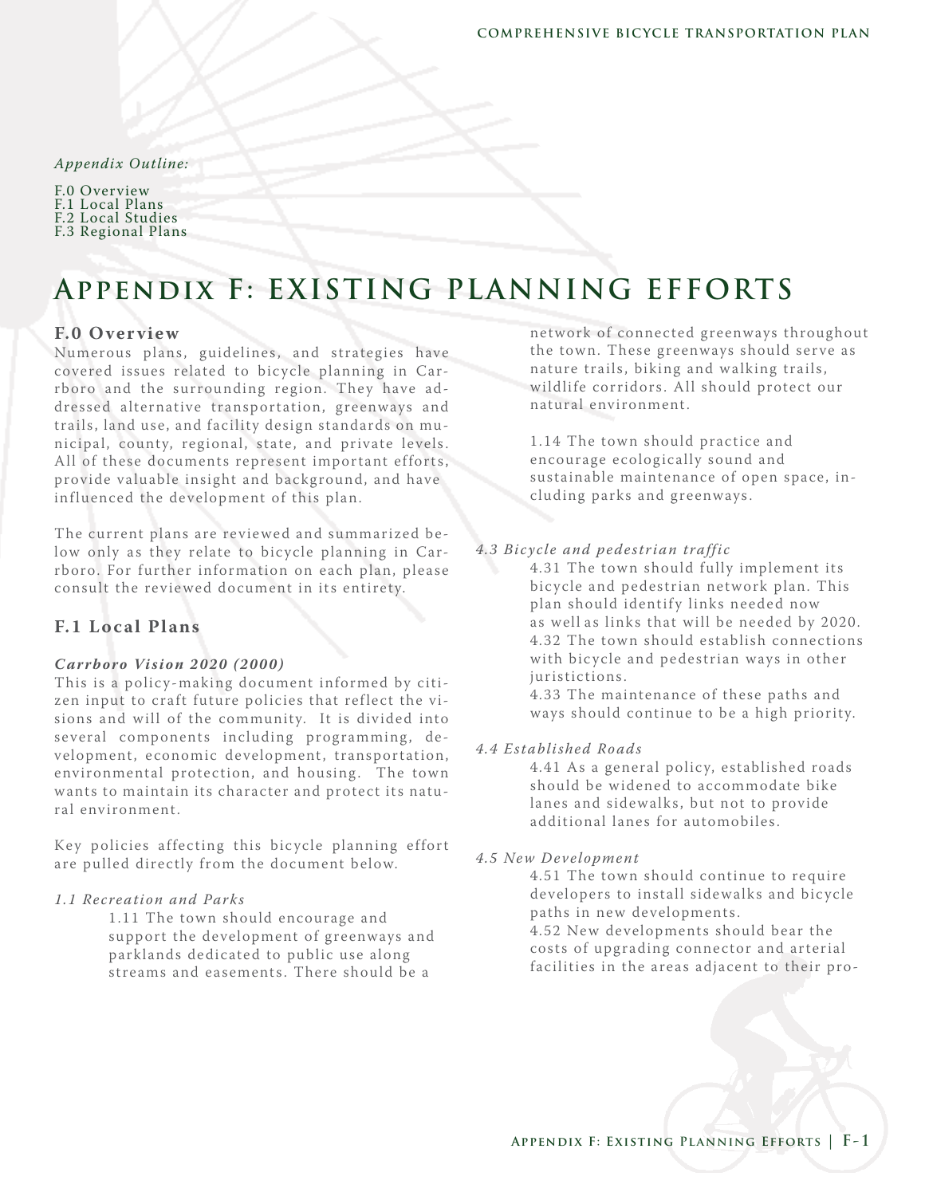*Appendix Outline:*

F.0 Overview
F.1 Local Plans
F.2 Local Studies
F.3 Regional Plans

# Appendix F: EXISTING PLANNING EFFORTS

## F.0 Overview

Numerous plans, guidelines, and strategies have covered issues related to bicycle planning in Carrboro and the surrounding region. They have addressed alternative transportation, greenways and trails, land use, and facility design standards on municipal, county, regional, state, and private levels. All of these documents represent important efforts, provide valuable insight and background, and have influenced the development of this plan.

The current plans are reviewed and summarized below only as they relate to bicycle planning in Carrboro. For further information on each plan, please consult the reviewed document in its entirety.

## F.1 Local Plans

### *Carrboro Vision 2020 (2000)*

This is a policy-making document informed by citizen input to craft future policies that reflect the visions and will of the community. It is divided into several components including programming, development, economic development, transportation, environmental protection, and housing. The town wants to maintain its character and protect its natural environment.

Key policies affecting this bicycle planning effort are pulled directly from the document below.

*1.1 Recreation and Parks*

> 1.11 The town should encourage and support the development of greenways and parklands dedicated to public use along streams and easements. There should be a network of connected greenways throughout the town. These greenways should serve as nature trails, biking and walking trails, wildlife corridors. All should protect our natural environment.
>
> 1.14 The town should practice and encourage ecologically sound and sustainable maintenance of open space, including parks and greenways.

*4.3 Bicycle and pedestrian traffic*

> 4.31 The town should fully implement its bicycle and pedestrian network plan. This plan should identify links needed now as well as links that will be needed by 2020.
> 4.32 The town should establish connections with bicycle and pedestrian ways in other juristictions.
> 4.33 The maintenance of these paths and ways should continue to be a high priority.

*4.4 Established Roads*

> 4.41 As a general policy, established roads should be widened to accommodate bike lanes and sidewalks, but not to provide additional lanes for automobiles.

*4.5 New Development*

> 4.51 The town should continue to require developers to install sidewalks and bicycle paths in new developments.
> 4.52 New developments should bear the costs of upgrading connector and arterial facilities in the areas adjacent to their pro-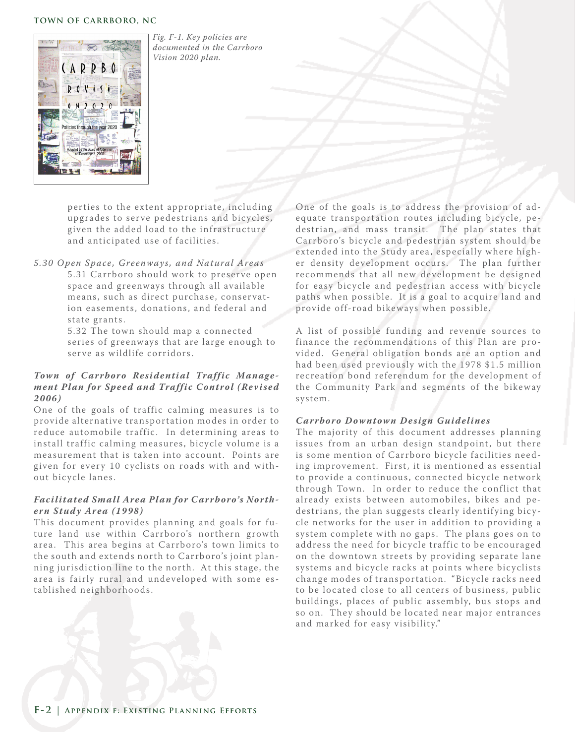Fig. F-1. Key policies are documented in the Carrboro Vision 2020 plan.

perties to the extent appropriate, including upgrades to serve pedestrians and bicycles, given the added load to the infrastructure and anticipated use of facilities.

*5.30 Open Space, Greenways, and Natural Areas*

5.31 Carrboro should work to preserve open space and greenways through all available means, such as direct purchase, conservation easements, donations, and federal and state grants.

5.32 The town should map a connected series of greenways that are large enough to serve as wildlife corridors.

### *Town of Carrboro Residential Traffic Management Plan for Speed and Traffic Control (Revised 2006)*

One of the goals of traffic calming measures is to provide alternative transportation modes in order to reduce automobile traffic. In determining areas to install traffic calming measures, bicycle volume is a measurement that is taken into account. Points are given for every 10 cyclists on roads with and without bicycle lanes.

### *Facilitated Small Area Plan for Carrboro's Northern Study Area (1998)*

This document provides planning and goals for future land use within Carrboro's northern growth area. This area begins at Carrboro's town limits to the south and extends north to Carrboro's joint planning jurisdiction line to the north. At this stage, the area is fairly rural and undeveloped with some established neighborhoods.

One of the goals is to address the provision of adequate transportation routes including bicycle, pedestrian, and mass transit. The plan states that Carrboro's bicycle and pedestrian system should be extended into the Study area, especially where higher density development occurs. The plan further recommends that all new development be designed for easy bicycle and pedestrian access with bicycle paths when possible. It is a goal to acquire land and provide off-road bikeways when possible.

A list of possible funding and revenue sources to finance the recommendations of this Plan are provided. General obligation bonds are an option and had been used previously with the 1978 $1.5 million recreation bond referendum for the development of the Community Park and segments of the bikeway system.

### *Carrboro Downtown Design Guidelines*

The majority of this document addresses planning issues from an urban design standpoint, but there is some mention of Carrboro bicycle facilities needing improvement. First, it is mentioned as essential to provide a continuous, connected bicycle network through Town. In order to reduce the conflict that already exists between automobiles, bikes and pedestrians, the plan suggests clearly identifying bicycle networks for the user in addition to providing a system complete with no gaps. The plans goes on to address the need for bicycle traffic to be encouraged on the downtown streets by providing separate lane systems and bicycle racks at points where bicyclists change modes of transportation. "Bicycle racks need to be located close to all centers of business, public buildings, places of public assembly, bus stops and so on. They should be located near major entrances and marked for easy visibility."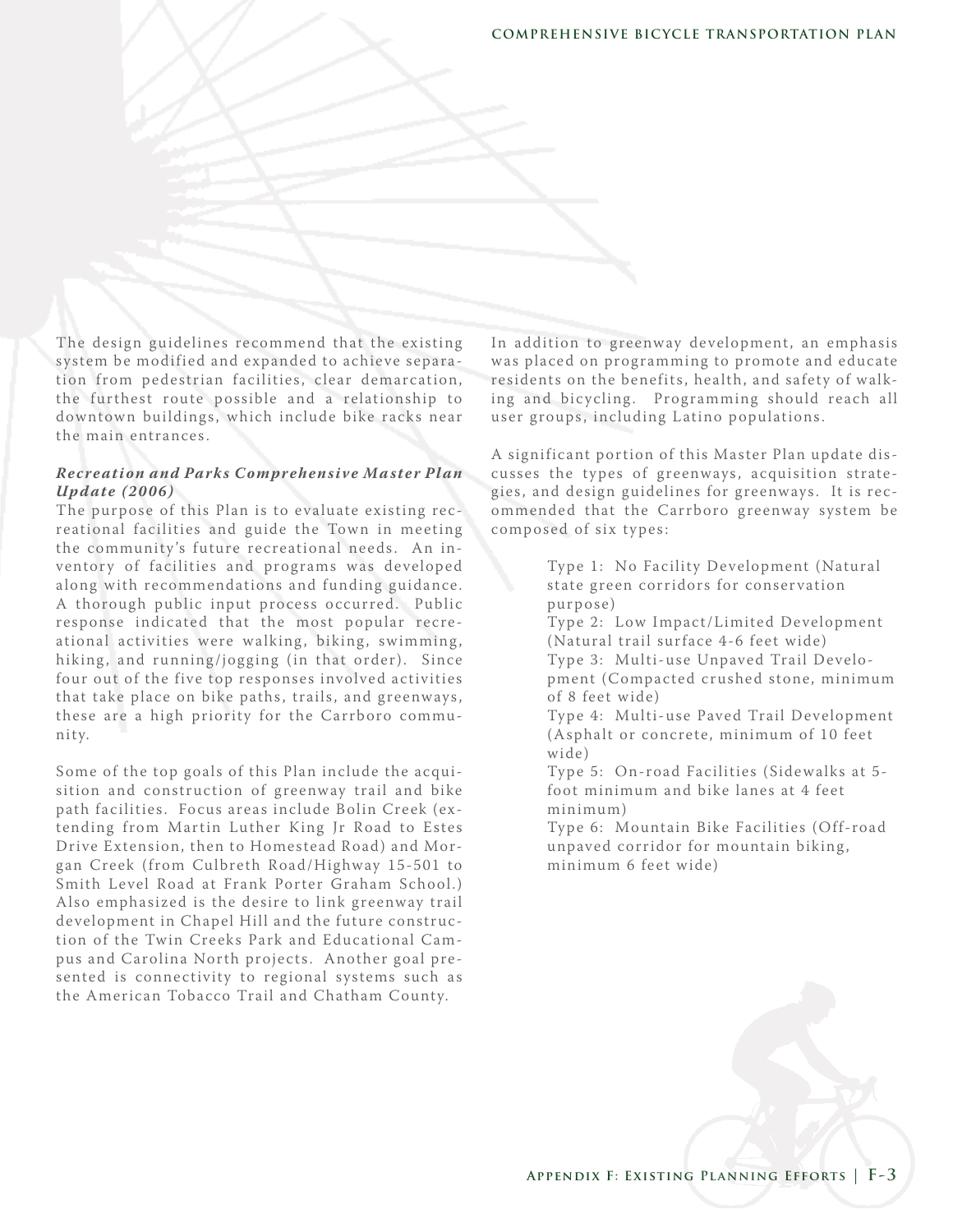The design guidelines recommend that the existing system be modified and expanded to achieve separation from pedestrian facilities, clear demarcation, the furthest route possible and a relationship to downtown buildings, which include bike racks near the main entrances.

***Recreation and Parks Comprehensive Master Plan Update (2006)***

The purpose of this Plan is to evaluate existing recreational facilities and guide the Town in meeting the community's future recreational needs. An inventory of facilities and programs was developed along with recommendations and funding guidance. A thorough public input process occurred. Public response indicated that the most popular recreational activities were walking, biking, swimming, hiking, and running/jogging (in that order). Since four out of the five top responses involved activities that take place on bike paths, trails, and greenways, these are a high priority for the Carrboro community.

Some of the top goals of this Plan include the acquisition and construction of greenway trail and bike path facilities. Focus areas include Bolin Creek (extending from Martin Luther King Jr Road to Estes Drive Extension, then to Homestead Road) and Morgan Creek (from Culbreth Road/Highway 15-501 to Smith Level Road at Frank Porter Graham School.) Also emphasized is the desire to link greenway trail development in Chapel Hill and the future construction of the Twin Creeks Park and Educational Campus and Carolina North projects. Another goal presented is connectivity to regional systems such as the American Tobacco Trail and Chatham County.

In addition to greenway development, an emphasis was placed on programming to promote and educate residents on the benefits, health, and safety of walking and bicycling. Programming should reach all user groups, including Latino populations.

A significant portion of this Master Plan update discusses the types of greenways, acquisition strategies, and design guidelines for greenways. It is recommended that the Carrboro greenway system be composed of six types:

> Type 1: No Facility Development (Natural state green corridors for conservation purpose)
> Type 2: Low Impact/Limited Development (Natural trail surface 4-6 feet wide)
> Type 3: Multi-use Unpaved Trail Development (Compacted crushed stone, minimum of 8 feet wide)
> Type 4: Multi-use Paved Trail Development (Asphalt or concrete, minimum of 10 feet wide)
> Type 5: On-road Facilities (Sidewalks at 5-foot minimum and bike lanes at 4 feet minimum)
> Type 6: Mountain Bike Facilities (Off-road unpaved corridor for mountain biking, minimum 6 feet wide)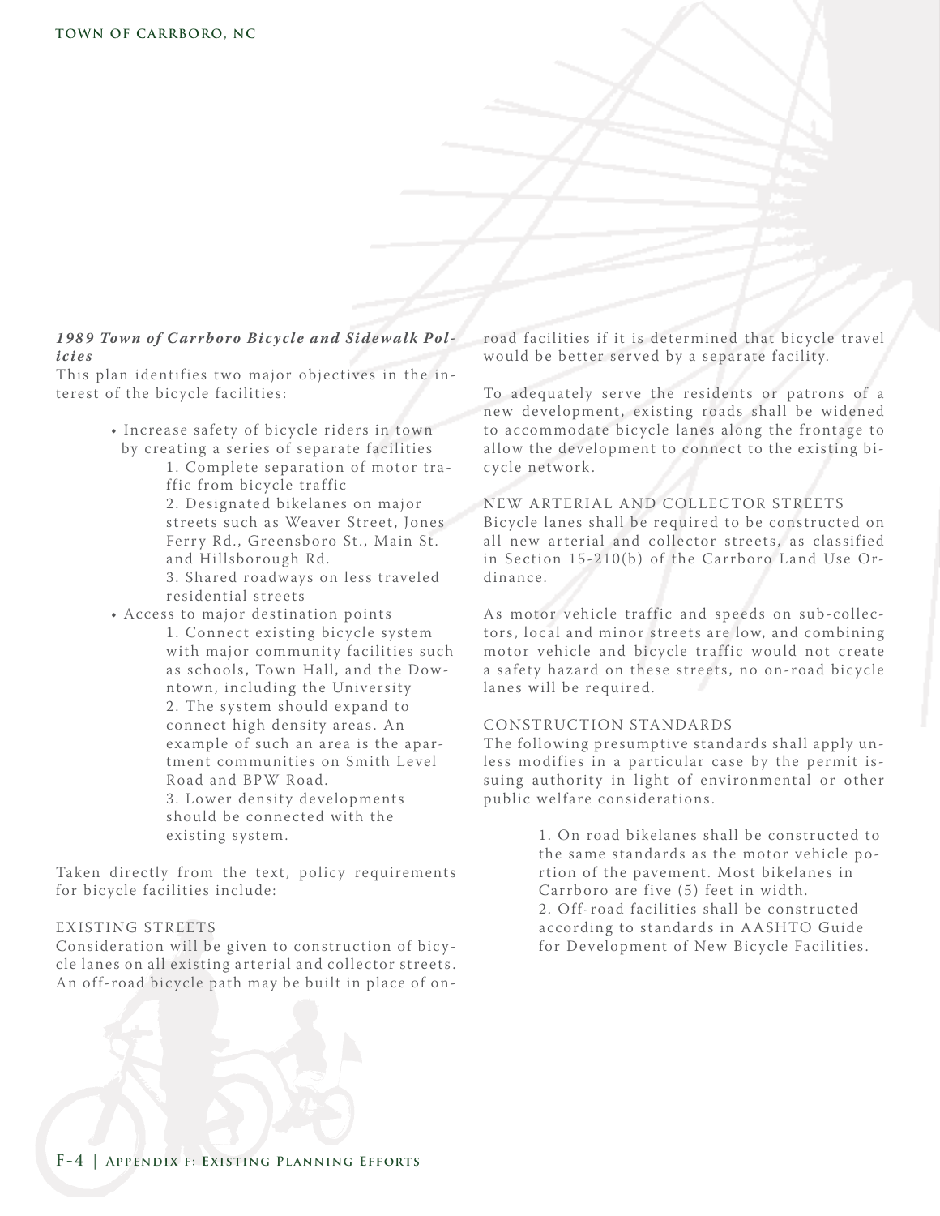### *1989 Town of Carrboro Bicycle and Sidewalk Policies*

This plan identifies two major objectives in the interest of the bicycle facilities:

- Increase safety of bicycle riders in town by creating a series of separate facilities
    1. Complete separation of motor traffic from bicycle traffic
    2. Designated bikelanes on major streets such as Weaver Street, Jones Ferry Rd., Greensboro St., Main St. and Hillsborough Rd.
    3. Shared roadways on less traveled residential streets
- Access to major destination points
    1. Connect existing bicycle system with major community facilities such as schools, Town Hall, and the Downtown, including the University
    2. The system should expand to connect high density areas. An example of such an area is the apartment communities on Smith Level Road and BPW Road.
    3. Lower density developments should be connected with the existing system.

Taken directly from the text, policy requirements for bicycle facilities include:

EXISTING STREETS

Consideration will be given to construction of bicycle lanes on all existing arterial and collector streets. An off-road bicycle path may be built in place of on-road facilities if it is determined that bicycle travel would be better served by a separate facility.

To adequately serve the residents or patrons of a new development, existing roads shall be widened to accommodate bicycle lanes along the frontage to allow the development to connect to the existing bicycle network.

NEW ARTERIAL AND COLLECTOR STREETS

Bicycle lanes shall be required to be constructed on all new arterial and collector streets, as classified in Section 15-210(b) of the Carrboro Land Use Ordinance.

As motor vehicle traffic and speeds on sub-collectors, local and minor streets are low, and combining motor vehicle and bicycle traffic would not create a safety hazard on these streets, no on-road bicycle lanes will be required.

CONSTRUCTION STANDARDS

The following presumptive standards shall apply unless modifies in a particular case by the permit issuing authority in light of environmental or other public welfare considerations.

1. On road bikelanes shall be constructed to the same standards as the motor vehicle portion of the pavement. Most bikelanes in Carrboro are five (5) feet in width.
2. Off-road facilities shall be constructed according to standards in AASHTO Guide for Development of New Bicycle Facilities.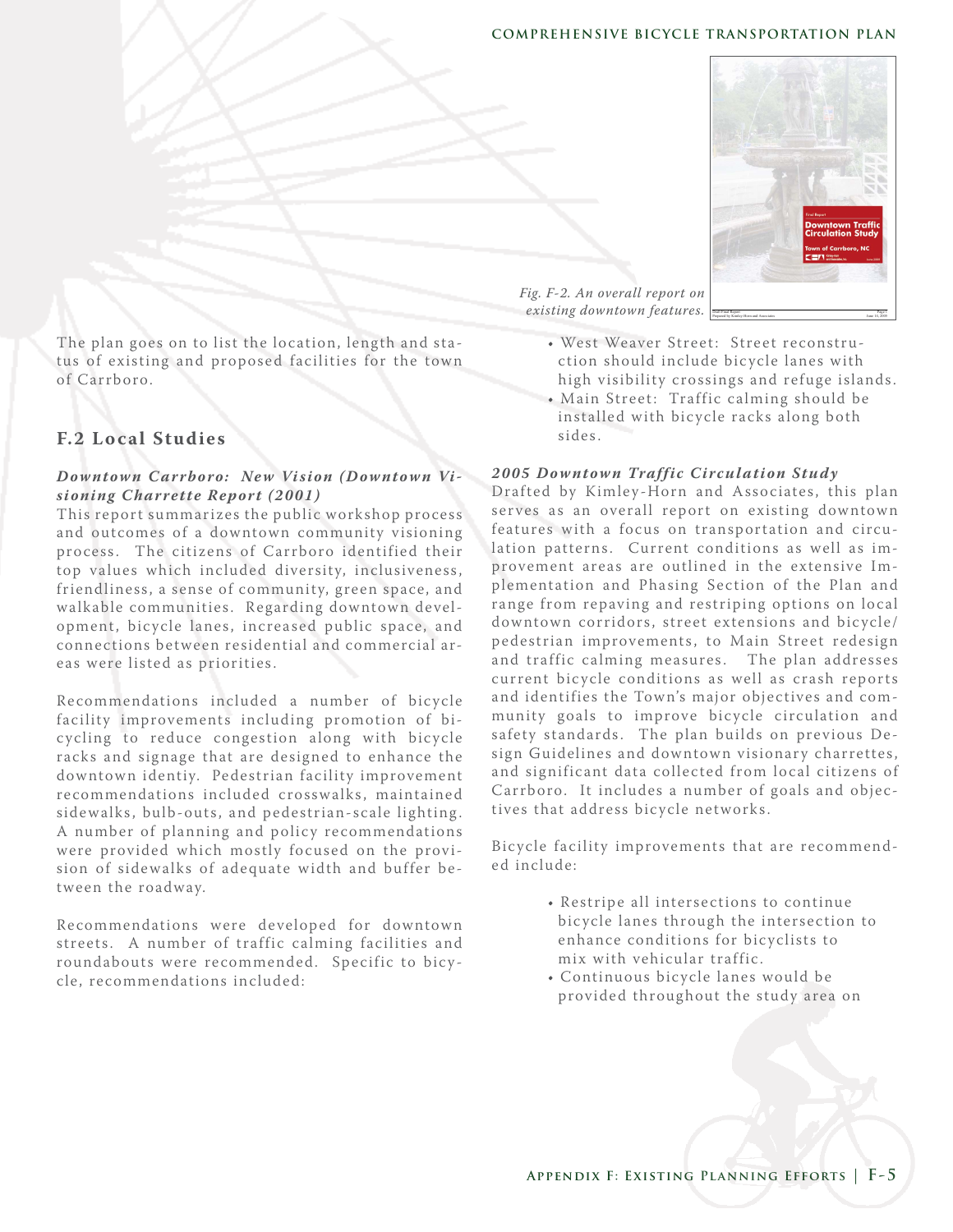Fig. F-2. An overall report on existing downtown features.

The plan goes on to list the location, length and status of existing and proposed facilities for the town of Carrboro.

## F.2 Local Studies

### *Downtown Carrboro: New Vision (Downtown Visioning Charrette Report (2001)*

This report summarizes the public workshop process and outcomes of a downtown community visioning process. The citizens of Carrboro identified their top values which included diversity, inclusiveness, friendliness, a sense of community, green space, and walkable communities. Regarding downtown development, bicycle lanes, increased public space, and connections between residential and commercial areas were listed as priorities.

Recommendations included a number of bicycle facility improvements including promotion of bicycling to reduce congestion along with bicycle racks and signage that are designed to enhance the downtown identiy. Pedestrian facility improvement recommendations included crosswalks, maintained sidewalks, bulb-outs, and pedestrian-scale lighting. A number of planning and policy recommendations were provided which mostly focused on the provision of sidewalks of adequate width and buffer between the roadway.

Recommendations were developed for downtown streets. A number of traffic calming facilities and roundabouts were recommended. Specific to bicycle, recommendations included:

- West Weaver Street: Street reconstruction should include bicycle lanes with high visibility crossings and refuge islands.
- Main Street: Traffic calming should be installed with bicycle racks along both sides.

### *2005 Downtown Traffic Circulation Study*

Drafted by Kimley-Horn and Associates, this plan serves as an overall report on existing downtown features with a focus on transportation and circulation patterns. Current conditions as well as improvement areas are outlined in the extensive Implementation and Phasing Section of the Plan and range from repaving and restriping options on local downtown corridors, street extensions and bicycle/pedestrian improvements, to Main Street redesign and traffic calming measures. The plan addresses current bicycle conditions as well as crash reports and identifies the Town's major objectives and community goals to improve bicycle circulation and safety standards. The plan builds on previous Design Guidelines and downtown visionary charrettes, and significant data collected from local citizens of Carrboro. It includes a number of goals and objectives that address bicycle networks.

Bicycle facility improvements that are recommended include:

- Restripe all intersections to continue bicycle lanes through the intersection to enhance conditions for bicyclists to mix with vehicular traffic.
- Continuous bicycle lanes would be provided throughout the study area on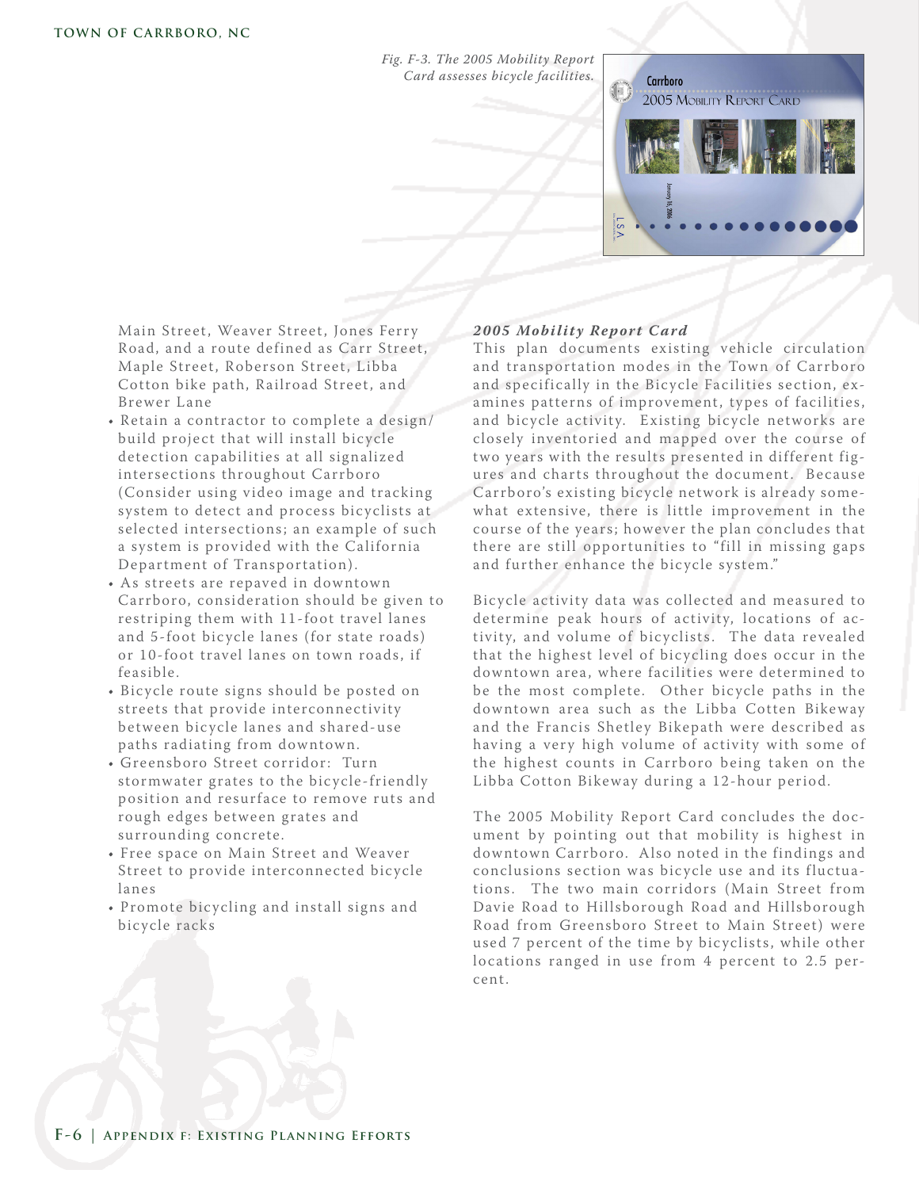Fig. F-3. The 2005 Mobility Report Card assesses bicycle facilities.

Main Street, Weaver Street, Jones Ferry Road, and a route defined as Carr Street, Maple Street, Roberson Street, Libba Cotton bike path, Railroad Street, and Brewer Lane

- Retain a contractor to complete a design/build project that will install bicycle detection capabilities at all signalized intersections throughout Carrboro (Consider using video image and tracking system to detect and process bicyclists at selected intersections; an example of such a system is provided with the California Department of Transportation).
- As streets are repaved in downtown Carrboro, consideration should be given to restriping them with 11-foot travel lanes and 5-foot bicycle lanes (for state roads) or 10-foot travel lanes on town roads, if feasible.
- Bicycle route signs should be posted on streets that provide interconnectivity between bicycle lanes and shared-use paths radiating from downtown.
- Greensboro Street corridor: Turn stormwater grates to the bicycle-friendly position and resurface to remove ruts and rough edges between grates and surrounding concrete.
- Free space on Main Street and Weaver Street to provide interconnected bicycle lanes
- Promote bicycling and install signs and bicycle racks

### *2005 Mobility Report Card*

This plan documents existing vehicle circulation and transportation modes in the Town of Carrboro and specifically in the Bicycle Facilities section, examines patterns of improvement, types of facilities, and bicycle activity. Existing bicycle networks are closely inventoried and mapped over the course of two years with the results presented in different figures and charts throughout the document. Because Carrboro's existing bicycle network is already somewhat extensive, there is little improvement in the course of the years; however the plan concludes that there are still opportunities to "fill in missing gaps and further enhance the bicycle system."

Bicycle activity data was collected and measured to determine peak hours of activity, locations of activity, and volume of bicyclists. The data revealed that the highest level of bicycling does occur in the downtown area, where facilities were determined to be the most complete. Other bicycle paths in the downtown area such as the Libba Cotten Bikeway and the Francis Shetley Bikepath were described as having a very high volume of activity with some of the highest counts in Carrboro being taken on the Libba Cotton Bikeway during a 12-hour period.

The 2005 Mobility Report Card concludes the document by pointing out that mobility is highest in downtown Carrboro. Also noted in the findings and conclusions section was bicycle use and its fluctuations. The two main corridors (Main Street from Davie Road to Hillsborough Road and Hillsborough Road from Greensboro Street to Main Street) were used 7 percent of the time by bicyclists, while other locations ranged in use from 4 percent to 2.5 percent.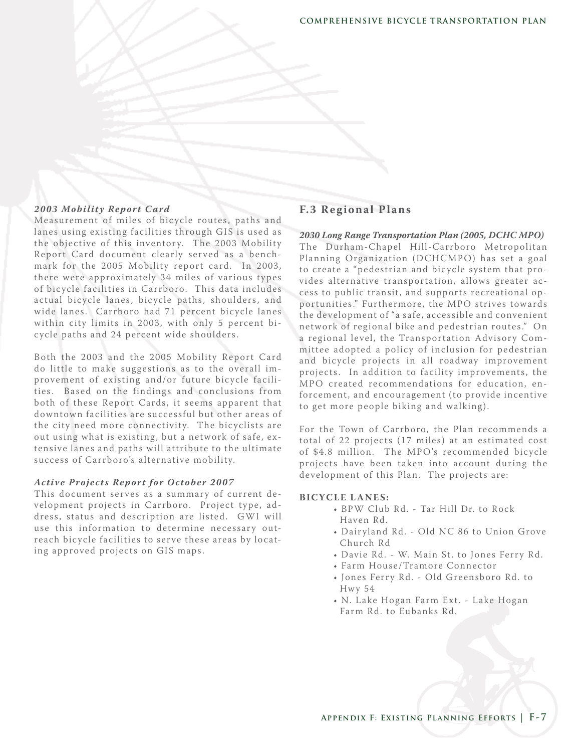### *2003 Mobility Report Card*

Measurement of miles of bicycle routes, paths and lanes using existing facilities through GIS is used as the objective of this inventory. The 2003 Mobility Report Card document clearly served as a benchmark for the 2005 Mobility report card. In 2003, there were approximately 34 miles of various types of bicycle facilities in Carrboro. This data includes actual bicycle lanes, bicycle paths, shoulders, and wide lanes. Carrboro had 71 percent bicycle lanes within city limits in 2003, with only 5 percent bicycle paths and 24 percent wide shoulders.

Both the 2003 and the 2005 Mobility Report Card do little to make suggestions as to the overall improvement of existing and/or future bicycle facilities. Based on the findings and conclusions from both of these Report Cards, it seems apparent that downtown facilities are successful but other areas of the city need more connectivity. The bicyclists are out using what is existing, but a network of safe, extensive lanes and paths will attribute to the ultimate success of Carrboro's alternative mobility.

### *Active Projects Report for October 2007*

This document serves as a summary of current development projects in Carrboro. Project type, address, status and description are listed. GWI will use this information to determine necessary outreach bicycle facilities to serve these areas by locating approved projects on GIS maps.

## F.3 Regional Plans

### *2030 Long Range Transportation Plan (2005, DCHC MPO)*

The Durham-Chapel Hill-Carrboro Metropolitan Planning Organization (DCHCMPO) has set a goal to create a "pedestrian and bicycle system that provides alternative transportation, allows greater access to public transit, and supports recreational opportunities." Furthermore, the MPO strives towards the development of "a safe, accessible and convenient network of regional bike and pedestrian routes." On a regional level, the Transportation Advisory Committee adopted a policy of inclusion for pedestrian and bicycle projects in all roadway improvement projects. In addition to facility improvements, the MPO created recommendations for education, enforcement, and encouragement (to provide incentive to get more people biking and walking).

For the Town of Carrboro, the Plan recommends a total of 22 projects (17 miles) at an estimated cost of $4.8 million. The MPO's recommended bicycle projects have been taken into account during the development of this Plan. The projects are:

**BICYCLE LANES:**

- BPW Club Rd. - Tar Hill Dr. to Rock Haven Rd.
- Dairyland Rd. - Old NC 86 to Union Grove Church Rd
- Davie Rd. - W. Main St. to Jones Ferry Rd.
- Farm House/Tramore Connector
- Jones Ferry Rd. - Old Greensboro Rd. to Hwy 54
- N. Lake Hogan Farm Ext. - Lake Hogan Farm Rd. to Eubanks Rd.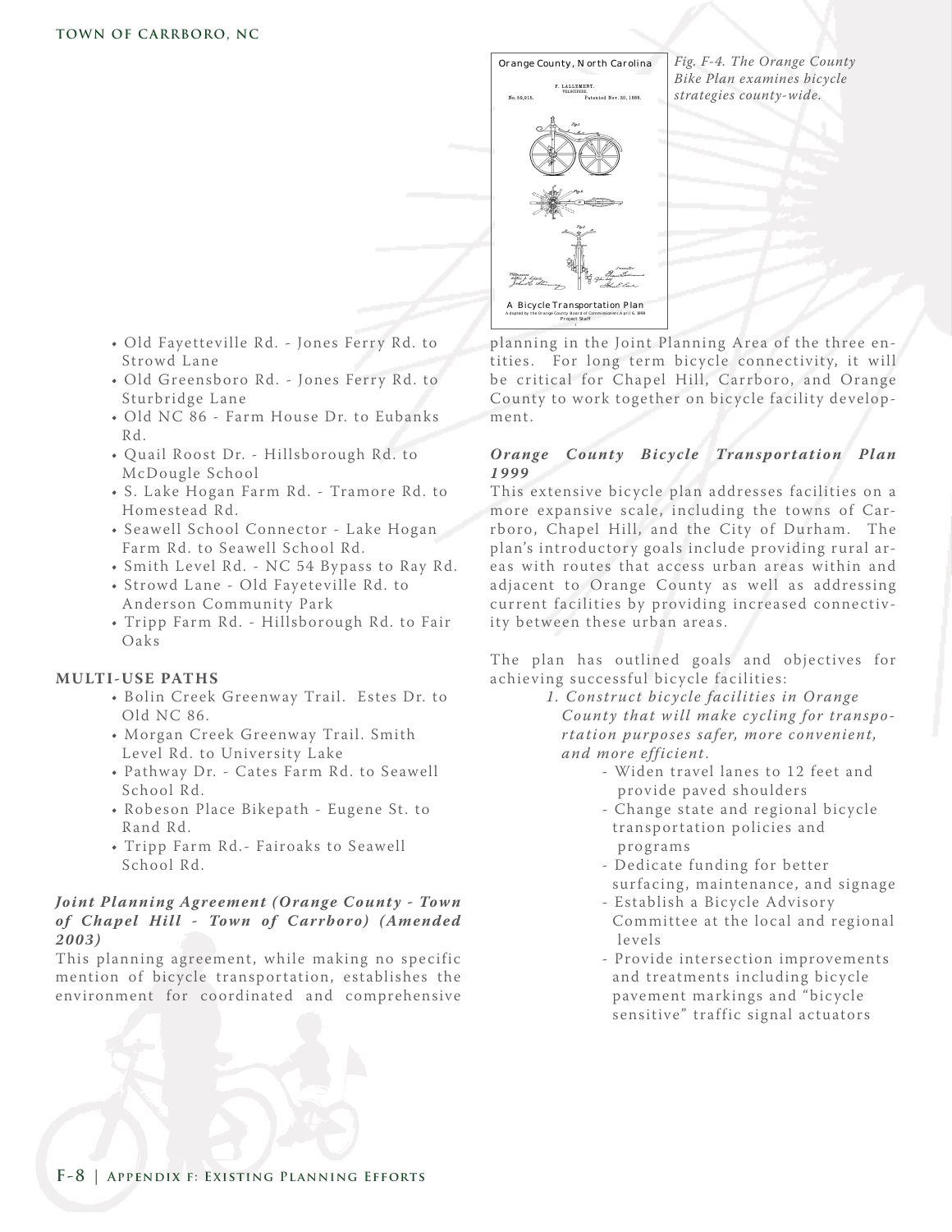Fig. F-4. The Orange County Bike Plan examines bicycle strategies county-wide.

- Old Fayetteville Rd. - Jones Ferry Rd. to Strowd Lane
- Old Greensboro Rd. - Jones Ferry Rd. to Sturbridge Lane
- Old NC 86 - Farm House Dr. to Eubanks Rd.
- Quail Roost Dr. - Hillsborough Rd. to McDougle School
- S. Lake Hogan Farm Rd. - Tramore Rd. to Homestead Rd.
- Seawell School Connector - Lake Hogan Farm Rd. to Seawell School Rd.
- Smith Level Rd. - NC 54 Bypass to Ray Rd.
- Strowd Lane - Old Fayeteville Rd. to Anderson Community Park
- Tripp Farm Rd. - Hillsborough Rd. to Fair Oaks

**MULTI-USE PATHS**

- Bolin Creek Greenway Trail. Estes Dr. to Old NC 86.
- Morgan Creek Greenway Trail. Smith Level Rd. to University Lake
- Pathway Dr. - Cates Farm Rd. to Seawell School Rd.
- Robeson Place Bikepath - Eugene St. to Rand Rd.
- Tripp Farm Rd.- Fairoaks to Seawell School Rd.

***Joint Planning Agreement (Orange County - Town of Chapel Hill - Town of Carrboro) (Amended 2003)***

This planning agreement, while making no specific mention of bicycle transportation, establishes the environment for coordinated and comprehensive planning in the Joint Planning Area of the three entities. For long term bicycle connectivity, it will be critical for Chapel Hill, Carrboro, and Orange County to work together on bicycle facility development.

***Orange County Bicycle Transportation Plan 1999***

This extensive bicycle plan addresses facilities on a more expansive scale, including the towns of Carrboro, Chapel Hill, and the City of Durham. The plan's introductory goals include providing rural areas with routes that access urban areas within and adjacent to Orange County as well as addressing current facilities by providing increased connectivity between these urban areas.

The plan has outlined goals and objectives for achieving successful bicycle facilities:

1. *Construct bicycle facilities in Orange County that will make cycling for transportation purposes safer, more convenient, and more efficient.*
   - Widen travel lanes to 12 feet and provide paved shoulders
   - Change state and regional bicycle transportation policies and programs
   - Dedicate funding for better surfacing, maintenance, and signage
   - Establish a Bicycle Advisory Committee at the local and regional levels
   - Provide intersection improvements and treatments including bicycle pavement markings and "bicycle sensitive" traffic signal actuators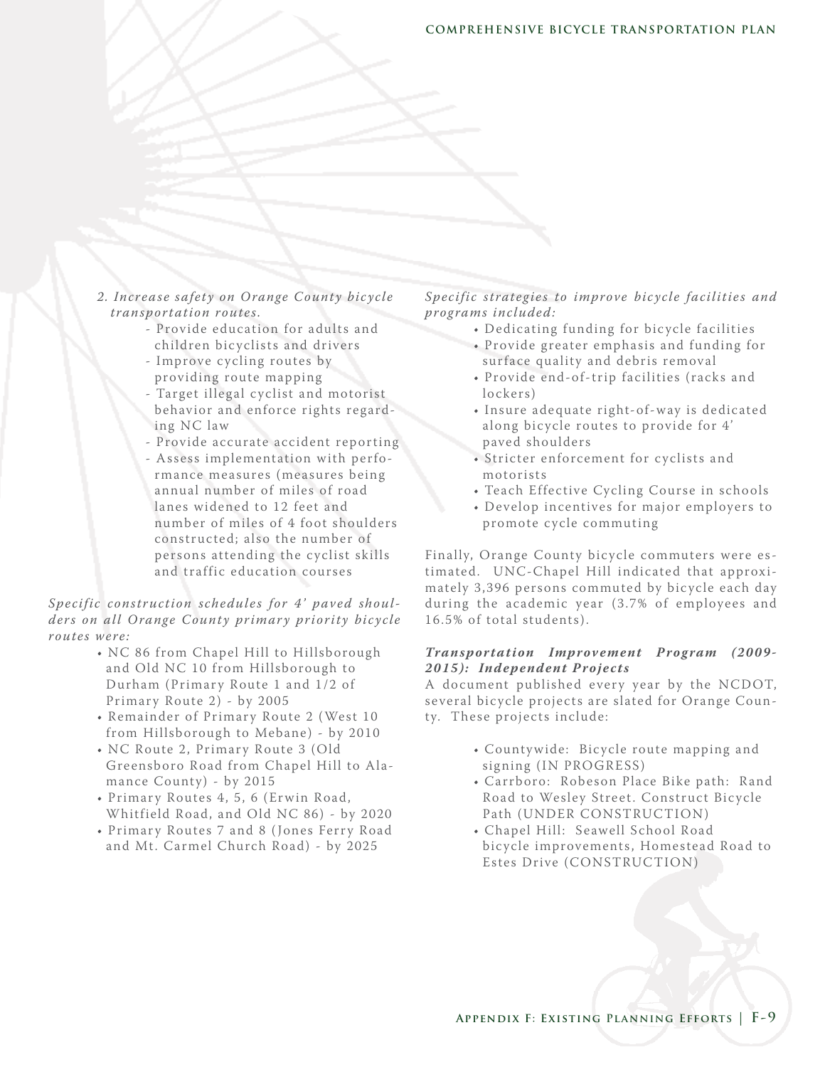*2. Increase safety on Orange County bicycle transportation routes.*

- Provide education for adults and children bicyclists and drivers
- Improve cycling routes by providing route mapping
- Target illegal cyclist and motorist behavior and enforce rights regarding NC law
- Provide accurate accident reporting
- Assess implementation with performance measures (measures being annual number of miles of road lanes widened to 12 feet and number of miles of 4 foot shoulders constructed; also the number of persons attending the cyclist skills and traffic education courses

*Specific construction schedules for 4' paved shoulders on all Orange County primary priority bicycle routes were:*

- NC 86 from Chapel Hill to Hillsborough and Old NC 10 from Hillsborough to Durham (Primary Route 1 and 1/2 of Primary Route 2) - by 2005
- Remainder of Primary Route 2 (West 10 from Hillsborough to Mebane) - by 2010
- NC Route 2, Primary Route 3 (Old Greensboro Road from Chapel Hill to Alamance County) - by 2015
- Primary Routes 4, 5, 6 (Erwin Road, Whitfield Road, and Old NC 86) - by 2020
- Primary Routes 7 and 8 (Jones Ferry Road and Mt. Carmel Church Road) - by 2025

*Specific strategies to improve bicycle facilities and programs included:*

- Dedicating funding for bicycle facilities
- Provide greater emphasis and funding for surface quality and debris removal
- Provide end-of-trip facilities (racks and lockers)
- Insure adequate right-of-way is dedicated along bicycle routes to provide for 4' paved shoulders
- Stricter enforcement for cyclists and motorists
- Teach Effective Cycling Course in schools
- Develop incentives for major employers to promote cycle commuting

Finally, Orange County bicycle commuters were estimated. UNC-Chapel Hill indicated that approximately 3,396 persons commuted by bicycle each day during the academic year (3.7% of employees and 16.5% of total students).

***Transportation Improvement Program (2009-2015): Independent Projects***

A document published every year by the NCDOT, several bicycle projects are slated for Orange County. These projects include:

- Countywide: Bicycle route mapping and signing (IN PROGRESS)
- Carrboro: Robeson Place Bike path: Rand Road to Wesley Street. Construct Bicycle Path (UNDER CONSTRUCTION)
- Chapel Hill: Seawell School Road bicycle improvements, Homestead Road to Estes Drive (CONSTRUCTION)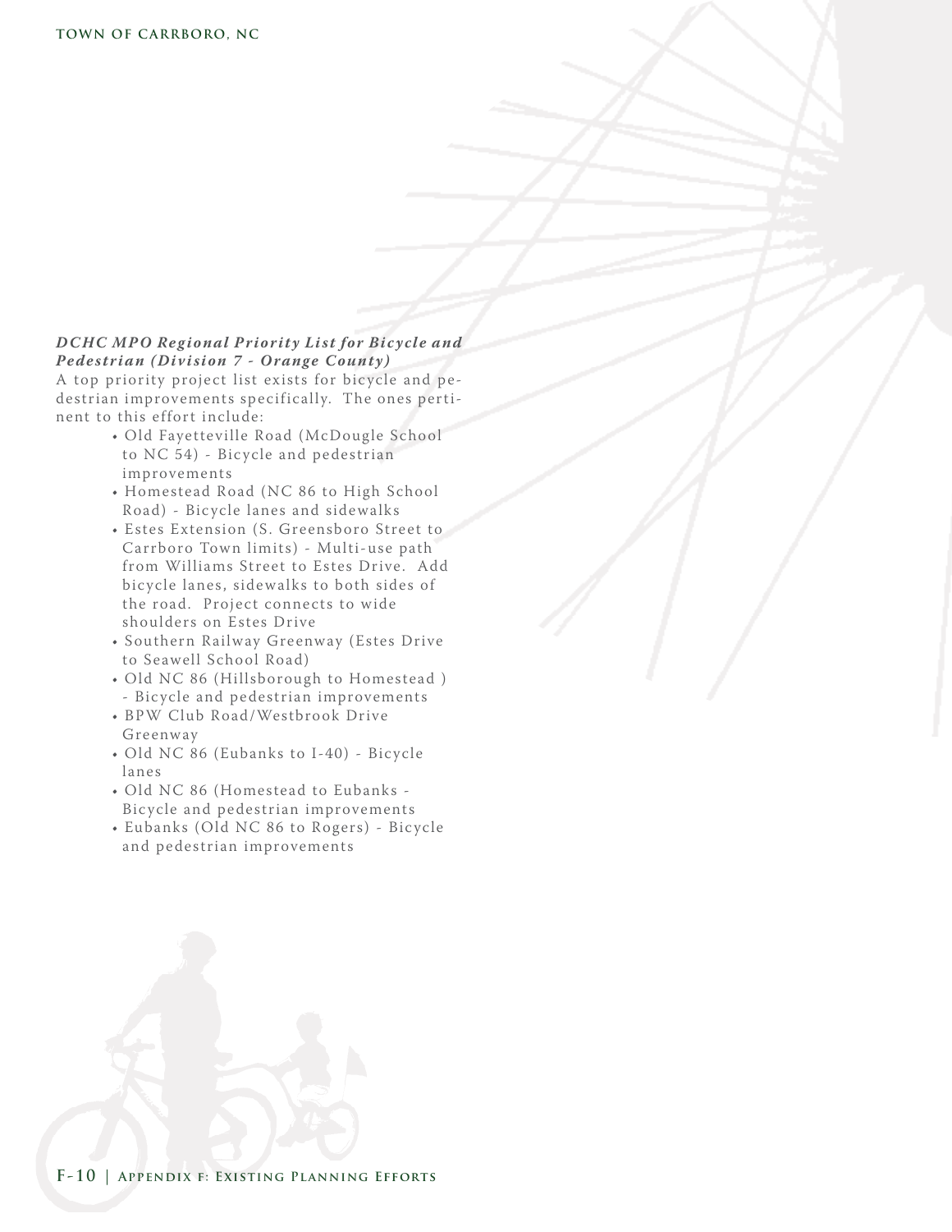***DCHC MPO Regional Priority List for Bicycle and Pedestrian (Division 7 - Orange County)***

A top priority project list exists for bicycle and pedestrian improvements specifically. The ones pertinent to this effort include:

- Old Fayetteville Road (McDougle School to NC 54) - Bicycle and pedestrian improvements
- Homestead Road (NC 86 to High School Road) - Bicycle lanes and sidewalks
- Estes Extension (S. Greensboro Street to Carrboro Town limits) - Multi-use path from Williams Street to Estes Drive. Add bicycle lanes, sidewalks to both sides of the road. Project connects to wide shoulders on Estes Drive
- Southern Railway Greenway (Estes Drive to Seawell School Road)
- Old NC 86 (Hillsborough to Homestead ) - Bicycle and pedestrian improvements
- BPW Club Road/Westbrook Drive Greenway
- Old NC 86 (Eubanks to I-40) - Bicycle lanes
- Old NC 86 (Homestead to Eubanks - Bicycle and pedestrian improvements
- Eubanks (Old NC 86 to Rogers) - Bicycle and pedestrian improvements